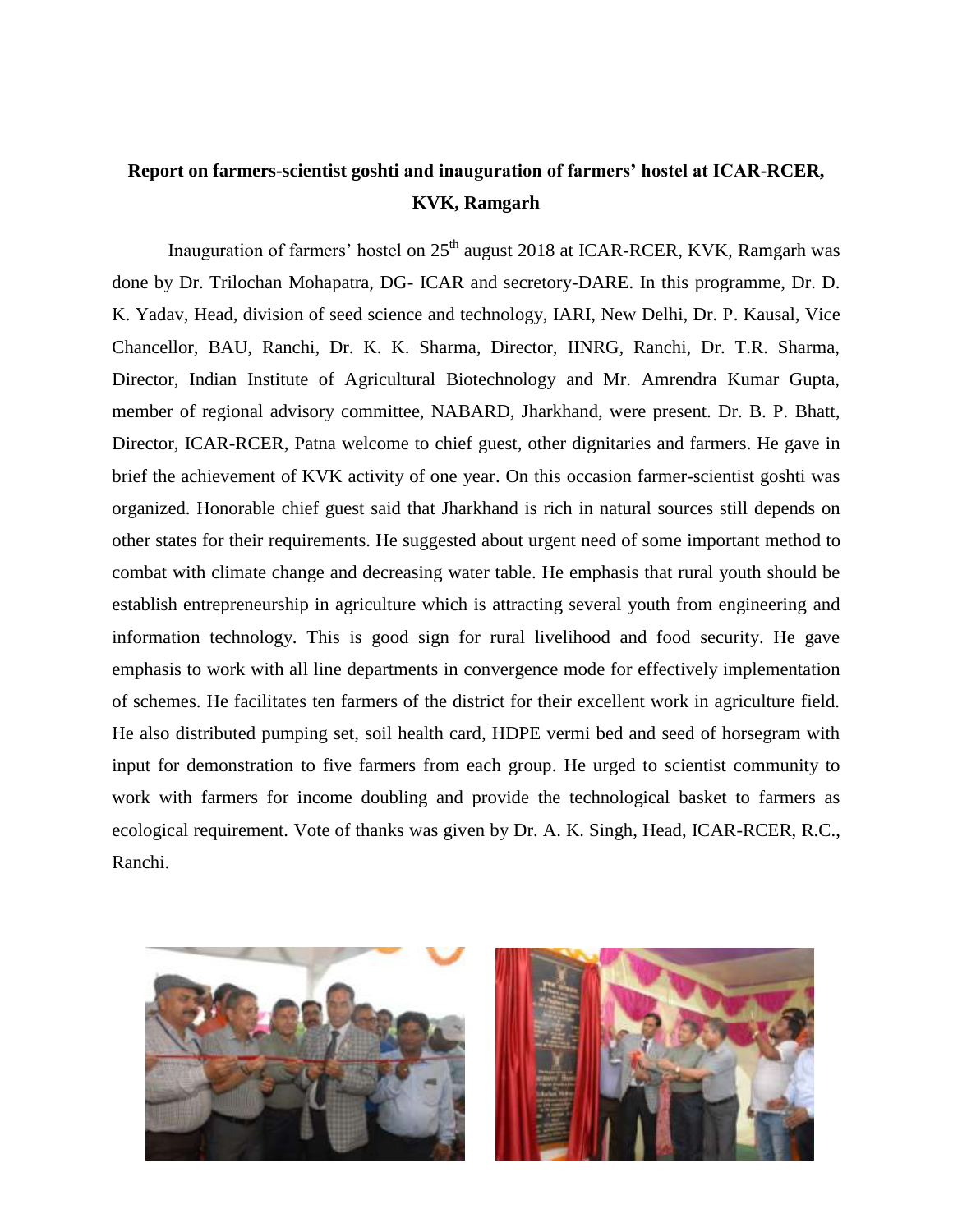**Report on farmers-scientist goshti and inauguration of farmers' hostel at ICAR-RCER, KVK, Ramgarh**

Inauguration of farmers' hostel on 25th august 2018 at ICAR-RCER, KVK, Ramgarh was done by Dr. Trilochan Mohapatra, DG- ICAR and secretory-DARE. In this programme, Dr. D. K. Yadav, Head, division of seed science and technology, IARI, New Delhi, Dr. P. Kausal, Vice Chancellor, BAU, Ranchi, Dr. K. K. Sharma, Director, IINRG, Ranchi, Dr. T.R. Sharma, Director, Indian Institute of Agricultural Biotechnology and Mr. Amrendra Kumar Gupta, member of regional advisory committee, NABARD, Jharkhand, were present. Dr. B. P. Bhatt, Director, ICAR-RCER, Patna welcome to chief guest, other dignitaries and farmers. He gave in brief the achievement of KVK activity of one year. On this occasion farmer-scientist goshti was organized. Honorable chief guest said that Jharkhand is rich in natural sources still depends on other states for their requirements. He suggested about urgent need of some important method to combat with climate change and decreasing water table. He emphasis that rural youth should be establish entrepreneurship in agriculture which is attracting several youth from engineering and information technology. This is good sign for rural livelihood and food security. He gave emphasis to work with all line departments in convergence mode for effectively implementation of schemes. He facilitates ten farmers of the district for their excellent work in agriculture field. He also distributed pumping set, soil health card, HDPE vermi bed and seed of horsegram with input for demonstration to five farmers from each group. He urged to scientist community to work with farmers for income doubling and provide the technological basket to farmers as ecological requirement. Vote of thanks was given by Dr. A. K. Singh, Head, ICAR-RCER, R.C., Ranchi.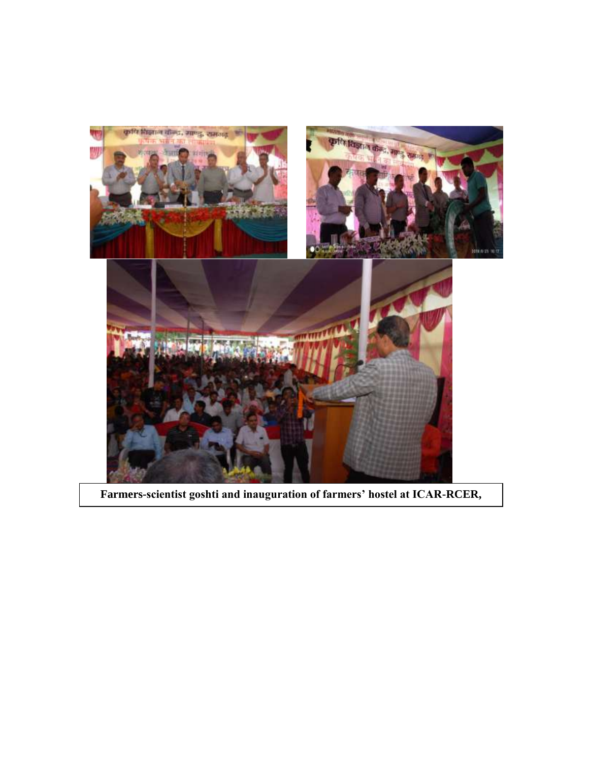Farmers-scientist goshti and inauguration of farmers' hostel at ICAR-RCER,